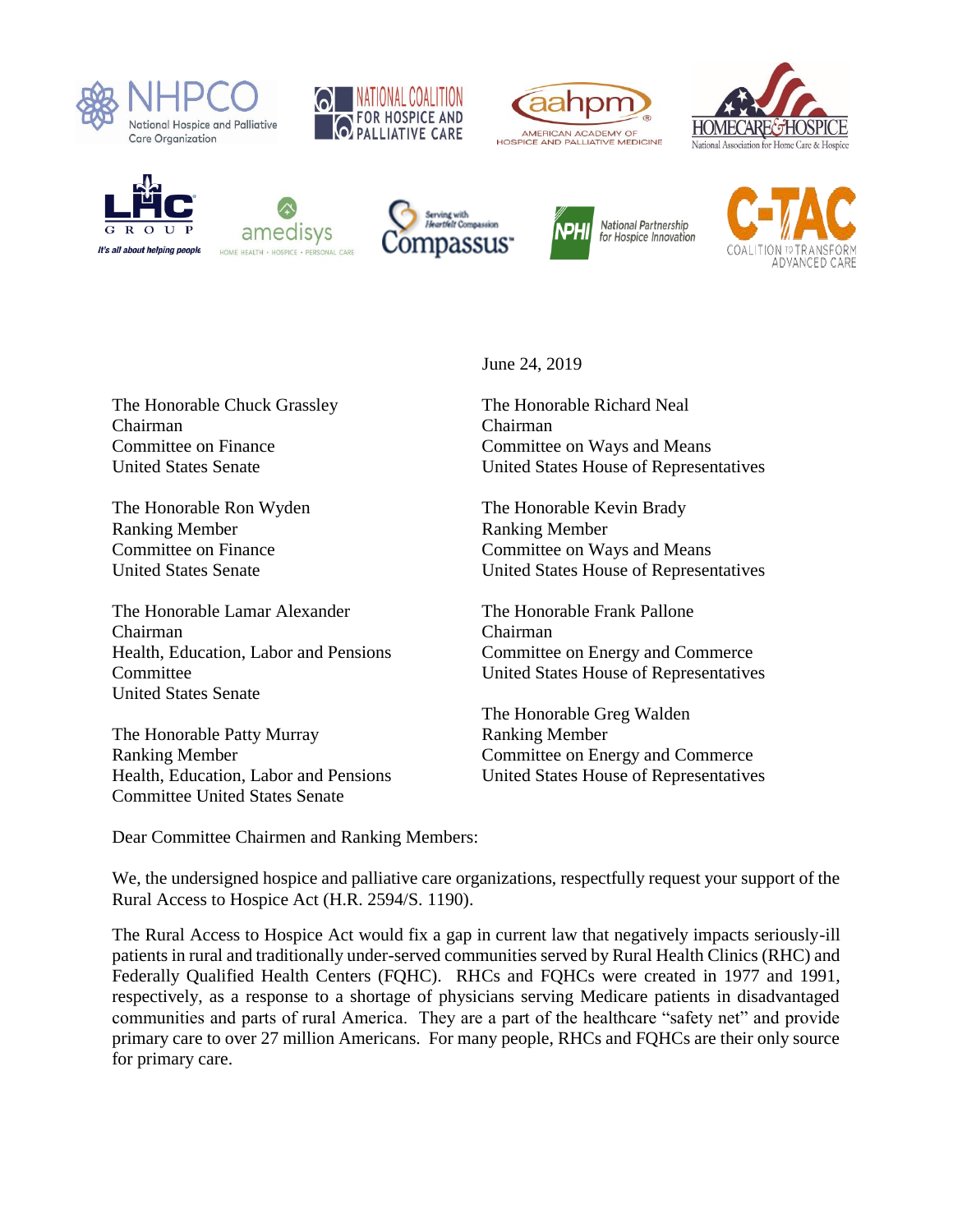June 24, 2019

The Honorable Chuck Grassley
Chairman
Committee on Finance
United States Senate

The Honorable Ron Wyden
Ranking Member
Committee on Finance
United States Senate

The Honorable Lamar Alexander
Chairman
Health, Education, Labor and Pensions Committee
United States Senate

The Honorable Patty Murray
Ranking Member
Health, Education, Labor and Pensions Committee United States Senate

The Honorable Richard Neal
Chairman
Committee on Ways and Means
United States House of Representatives

The Honorable Kevin Brady
Ranking Member
Committee on Ways and Means
United States House of Representatives

The Honorable Frank Pallone
Chairman
Committee on Energy and Commerce
United States House of Representatives

The Honorable Greg Walden
Ranking Member
Committee on Energy and Commerce
United States House of Representatives

Dear Committee Chairmen and Ranking Members:

We, the undersigned hospice and palliative care organizations, respectfully request your support of the Rural Access to Hospice Act (H.R. 2594/S. 1190).

The Rural Access to Hospice Act would fix a gap in current law that negatively impacts seriously-ill patients in rural and traditionally under-served communities served by Rural Health Clinics (RHC) and Federally Qualified Health Centers (FQHC). RHCs and FQHCs were created in 1977 and 1991, respectively, as a response to a shortage of physicians serving Medicare patients in disadvantaged communities and parts of rural America. They are a part of the healthcare "safety net" and provide primary care to over 27 million Americans. For many people, RHCs and FQHCs are their only source for primary care.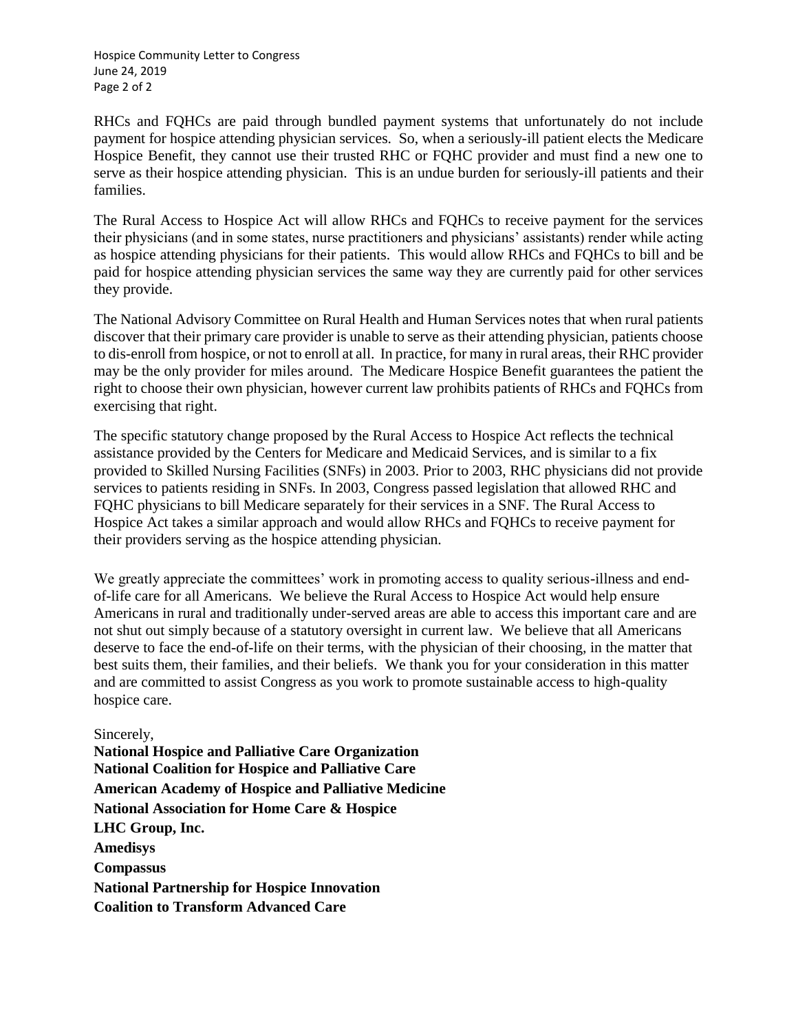RHCs and FQHCs are paid through bundled payment systems that unfortunately do not include payment for hospice attending physician services. So, when a seriously-ill patient elects the Medicare Hospice Benefit, they cannot use their trusted RHC or FQHC provider and must find a new one to serve as their hospice attending physician. This is an undue burden for seriously-ill patients and their families.

The Rural Access to Hospice Act will allow RHCs and FQHCs to receive payment for the services their physicians (and in some states, nurse practitioners and physicians' assistants) render while acting as hospice attending physicians for their patients. This would allow RHCs and FQHCs to bill and be paid for hospice attending physician services the same way they are currently paid for other services they provide.

The National Advisory Committee on Rural Health and Human Services notes that when rural patients discover that their primary care provider is unable to serve as their attending physician, patients choose to dis-enroll from hospice, or not to enroll at all. In practice, for many in rural areas, their RHC provider may be the only provider for miles around. The Medicare Hospice Benefit guarantees the patient the right to choose their own physician, however current law prohibits patients of RHCs and FQHCs from exercising that right.

The specific statutory change proposed by the Rural Access to Hospice Act reflects the technical assistance provided by the Centers for Medicare and Medicaid Services, and is similar to a fix provided to Skilled Nursing Facilities (SNFs) in 2003. Prior to 2003, RHC physicians did not provide services to patients residing in SNFs. In 2003, Congress passed legislation that allowed RHC and FQHC physicians to bill Medicare separately for their services in a SNF. The Rural Access to Hospice Act takes a similar approach and would allow RHCs and FQHCs to receive payment for their providers serving as the hospice attending physician.

We greatly appreciate the committees' work in promoting access to quality serious-illness and end-of-life care for all Americans. We believe the Rural Access to Hospice Act would help ensure Americans in rural and traditionally under-served areas are able to access this important care and are not shut out simply because of a statutory oversight in current law. We believe that all Americans deserve to face the end-of-life on their terms, with the physician of their choosing, in the matter that best suits them, their families, and their beliefs. We thank you for your consideration in this matter and are committed to assist Congress as you work to promote sustainable access to high-quality hospice care.

Sincerely,

**National Hospice and Palliative Care Organization**
**National Coalition for Hospice and Palliative Care**
**American Academy of Hospice and Palliative Medicine**
**National Association for Home Care & Hospice**
**LHC Group, Inc.**
**Amedisys**
**Compassus**
**National Partnership for Hospice Innovation**
**Coalition to Transform Advanced Care**